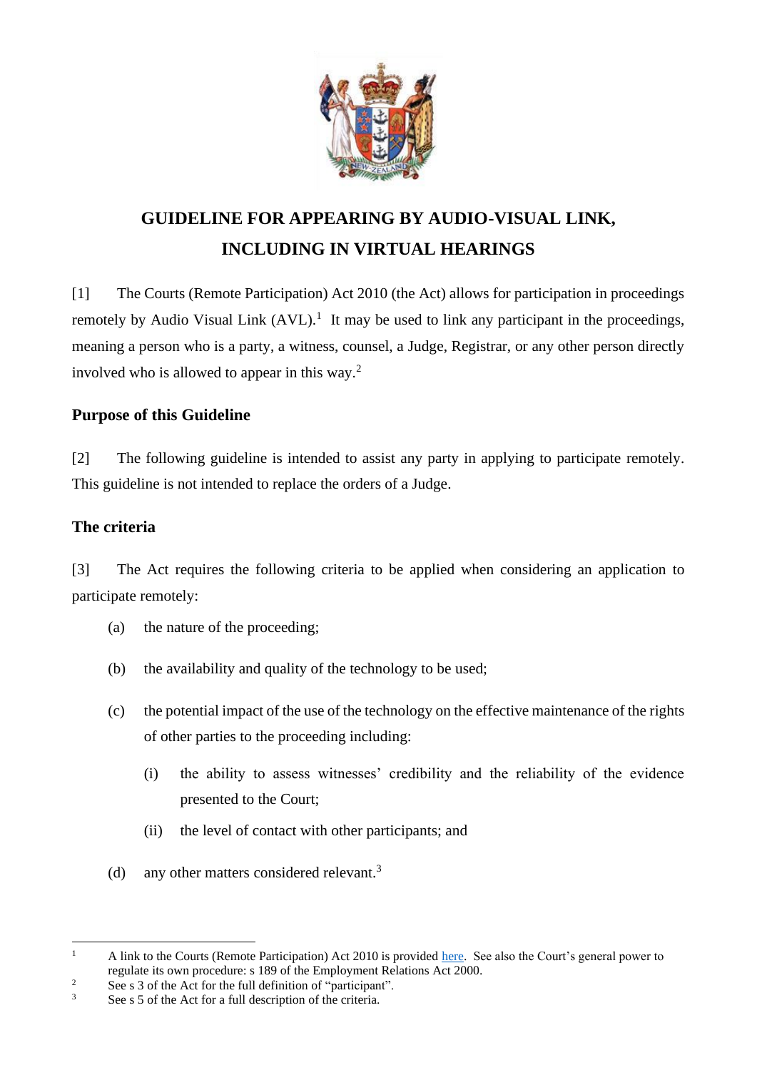# GUIDELINE FOR APPEARING BY AUDIO-VISUAL LINK, INCLUDING IN VIRTUAL HEARINGS

[1] The Courts (Remote Participation) Act 2010 (the Act) allows for participation in proceedings remotely by Audio Visual Link (AVL).[1] It may be used to link any participant in the proceedings, meaning a person who is a party, a witness, counsel, a Judge, Registrar, or any other person directly involved who is allowed to appear in this way.[2]

## Purpose of this Guideline

[2] The following guideline is intended to assist any party in applying to participate remotely. This guideline is not intended to replace the orders of a Judge.

## The criteria

[3] The Act requires the following criteria to be applied when considering an application to participate remotely:

(a) the nature of the proceeding;

(b) the availability and quality of the technology to be used;

(c) the potential impact of the use of the technology on the effective maintenance of the rights of other parties to the proceeding including:

  (i) the ability to assess witnesses' credibility and the reliability of the evidence presented to the Court;

  (ii) the level of contact with other participants; and

(d) any other matters considered relevant.[3]

---

[1] A link to the Courts (Remote Participation) Act 2010 is provided here. See also the Court's general power to regulate its own procedure: s 189 of the Employment Relations Act 2000.

[2] See s 3 of the Act for the full definition of "participant".

[3] See s 5 of the Act for a full description of the criteria.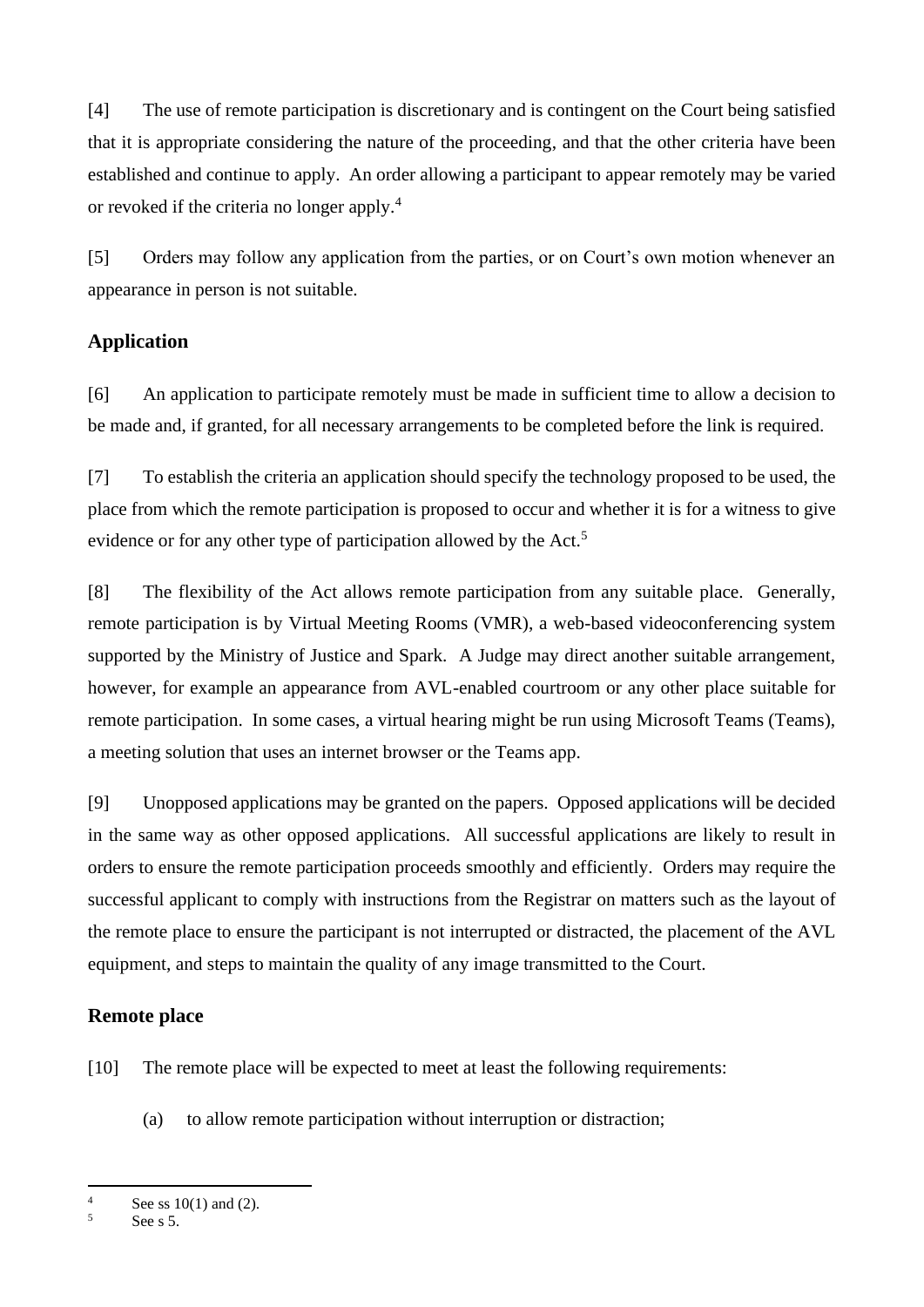[4] The use of remote participation is discretionary and is contingent on the Court being satisfied that it is appropriate considering the nature of the proceeding, and that the other criteria have been established and continue to apply. An order allowing a participant to appear remotely may be varied or revoked if the criteria no longer apply.[4]

[5] Orders may follow any application from the parties, or on Court's own motion whenever an appearance in person is not suitable.

## Application

[6] An application to participate remotely must be made in sufficient time to allow a decision to be made and, if granted, for all necessary arrangements to be completed before the link is required.

[7] To establish the criteria an application should specify the technology proposed to be used, the place from which the remote participation is proposed to occur and whether it is for a witness to give evidence or for any other type of participation allowed by the Act.[5]

[8] The flexibility of the Act allows remote participation from any suitable place. Generally, remote participation is by Virtual Meeting Rooms (VMR), a web-based videoconferencing system supported by the Ministry of Justice and Spark. A Judge may direct another suitable arrangement, however, for example an appearance from AVL-enabled courtroom or any other place suitable for remote participation. In some cases, a virtual hearing might be run using Microsoft Teams (Teams), a meeting solution that uses an internet browser or the Teams app.

[9] Unopposed applications may be granted on the papers. Opposed applications will be decided in the same way as other opposed applications. All successful applications are likely to result in orders to ensure the remote participation proceeds smoothly and efficiently. Orders may require the successful applicant to comply with instructions from the Registrar on matters such as the layout of the remote place to ensure the participant is not interrupted or distracted, the placement of the AVL equipment, and steps to maintain the quality of any image transmitted to the Court.

## Remote place

[10] The remote place will be expected to meet at least the following requirements:

(a) to allow remote participation without interruption or distraction;

---

[4] See ss 10(1) and (2).

[5] See s 5.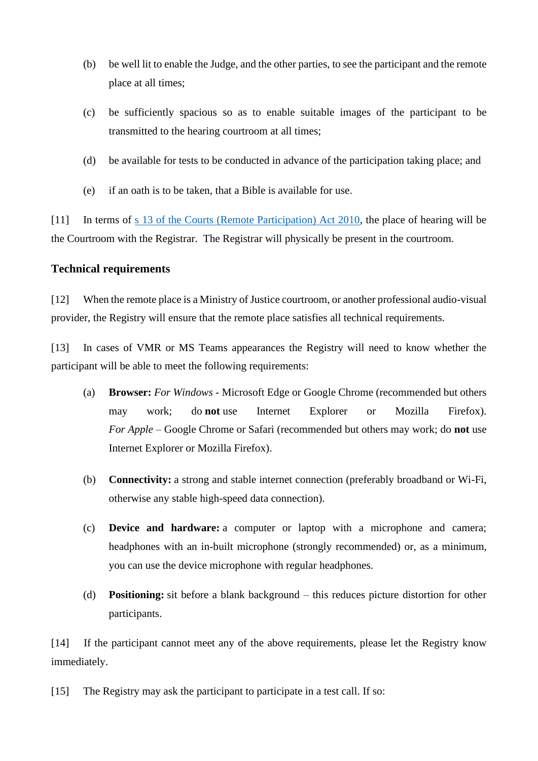(b) be well lit to enable the Judge, and the other parties, to see the participant and the remote place at all times;

(c) be sufficiently spacious so as to enable suitable images of the participant to be transmitted to the hearing courtroom at all times;

(d) be available for tests to be conducted in advance of the participation taking place; and

(e) if an oath is to be taken, that a Bible is available for use.

[11] In terms of s 13 of the Courts (Remote Participation) Act 2010, the place of hearing will be the Courtroom with the Registrar. The Registrar will physically be present in the courtroom.

### Technical requirements

[12] When the remote place is a Ministry of Justice courtroom, or another professional audio-visual provider, the Registry will ensure that the remote place satisfies all technical requirements.

[13] In cases of VMR or MS Teams appearances the Registry will need to know whether the participant will be able to meet the following requirements:

(a) **Browser:** *For Windows* - Microsoft Edge or Google Chrome (recommended but others may work; do **not** use Internet Explorer or Mozilla Firefox). *For Apple* – Google Chrome or Safari (recommended but others may work; do **not** use Internet Explorer or Mozilla Firefox).

(b) **Connectivity:** a strong and stable internet connection (preferably broadband or Wi-Fi, otherwise any stable high-speed data connection).

(c) **Device and hardware:** a computer or laptop with a microphone and camera; headphones with an in-built microphone (strongly recommended) or, as a minimum, you can use the device microphone with regular headphones.

(d) **Positioning:** sit before a blank background – this reduces picture distortion for other participants.

[14] If the participant cannot meet any of the above requirements, please let the Registry know immediately.

[15] The Registry may ask the participant to participate in a test call. If so: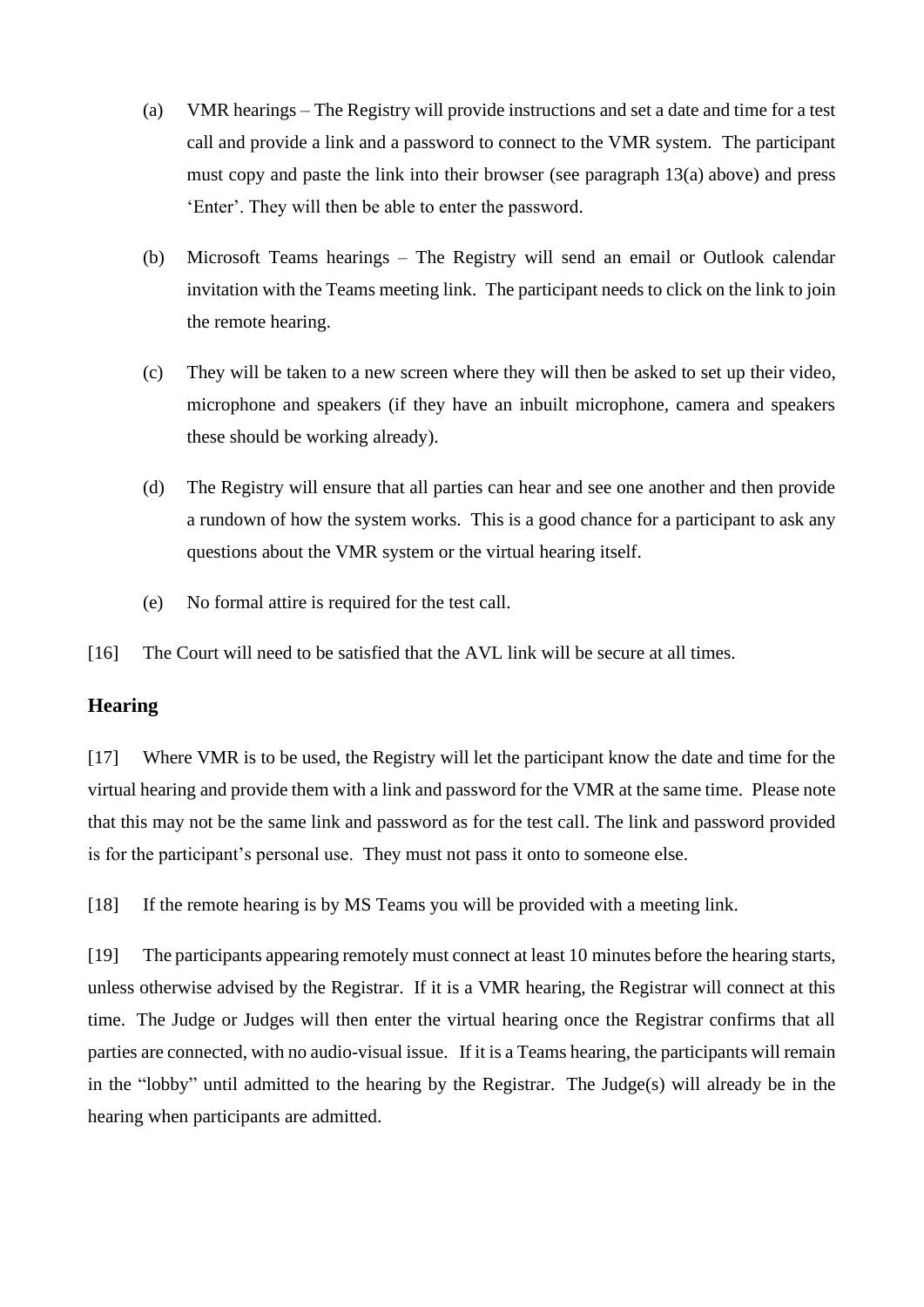(a) VMR hearings – The Registry will provide instructions and set a date and time for a test call and provide a link and a password to connect to the VMR system. The participant must copy and paste the link into their browser (see paragraph 13(a) above) and press 'Enter'. They will then be able to enter the password.

(b) Microsoft Teams hearings – The Registry will send an email or Outlook calendar invitation with the Teams meeting link. The participant needs to click on the link to join the remote hearing.

(c) They will be taken to a new screen where they will then be asked to set up their video, microphone and speakers (if they have an inbuilt microphone, camera and speakers these should be working already).

(d) The Registry will ensure that all parties can hear and see one another and then provide a rundown of how the system works. This is a good chance for a participant to ask any questions about the VMR system or the virtual hearing itself.

(e) No formal attire is required for the test call.

[16] The Court will need to be satisfied that the AVL link will be secure at all times.

## Hearing

[17] Where VMR is to be used, the Registry will let the participant know the date and time for the virtual hearing and provide them with a link and password for the VMR at the same time. Please note that this may not be the same link and password as for the test call. The link and password provided is for the participant's personal use. They must not pass it onto to someone else.

[18] If the remote hearing is by MS Teams you will be provided with a meeting link.

[19] The participants appearing remotely must connect at least 10 minutes before the hearing starts, unless otherwise advised by the Registrar. If it is a VMR hearing, the Registrar will connect at this time. The Judge or Judges will then enter the virtual hearing once the Registrar confirms that all parties are connected, with no audio-visual issue. If it is a Teams hearing, the participants will remain in the "lobby" until admitted to the hearing by the Registrar. The Judge(s) will already be in the hearing when participants are admitted.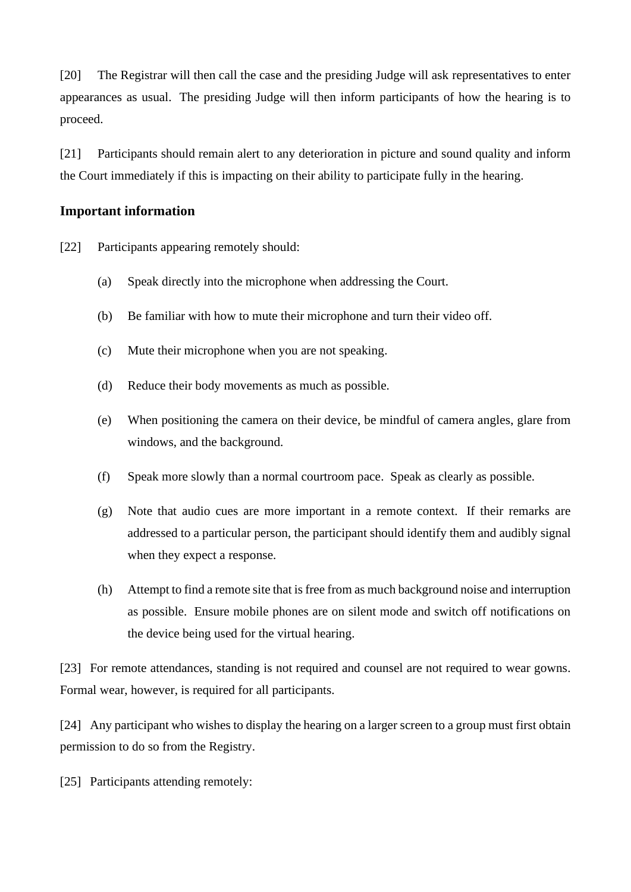[20] The Registrar will then call the case and the presiding Judge will ask representatives to enter appearances as usual. The presiding Judge will then inform participants of how the hearing is to proceed.

[21] Participants should remain alert to any deterioration in picture and sound quality and inform the Court immediately if this is impacting on their ability to participate fully in the hearing.

## Important information

[22] Participants appearing remotely should:

(a) Speak directly into the microphone when addressing the Court.

(b) Be familiar with how to mute their microphone and turn their video off.

(c) Mute their microphone when you are not speaking.

(d) Reduce their body movements as much as possible.

(e) When positioning the camera on their device, be mindful of camera angles, glare from windows, and the background.

(f) Speak more slowly than a normal courtroom pace. Speak as clearly as possible.

(g) Note that audio cues are more important in a remote context. If their remarks are addressed to a particular person, the participant should identify them and audibly signal when they expect a response.

(h) Attempt to find a remote site that is free from as much background noise and interruption as possible. Ensure mobile phones are on silent mode and switch off notifications on the device being used for the virtual hearing.

[23] For remote attendances, standing is not required and counsel are not required to wear gowns. Formal wear, however, is required for all participants.

[24] Any participant who wishes to display the hearing on a larger screen to a group must first obtain permission to do so from the Registry.

[25] Participants attending remotely: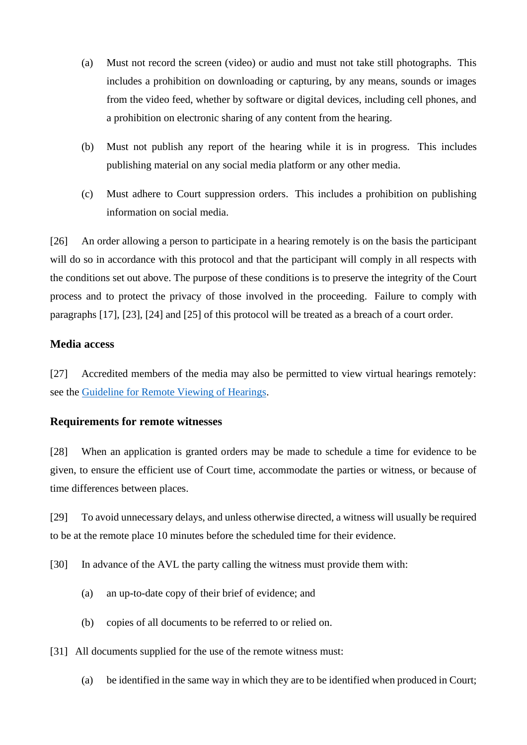(a) Must not record the screen (video) or audio and must not take still photographs. This includes a prohibition on downloading or capturing, by any means, sounds or images from the video feed, whether by software or digital devices, including cell phones, and a prohibition on electronic sharing of any content from the hearing.

(b) Must not publish any report of the hearing while it is in progress. This includes publishing material on any social media platform or any other media.

(c) Must adhere to Court suppression orders. This includes a prohibition on publishing information on social media.

[26] An order allowing a person to participate in a hearing remotely is on the basis the participant will do so in accordance with this protocol and that the participant will comply in all respects with the conditions set out above. The purpose of these conditions is to preserve the integrity of the Court process and to protect the privacy of those involved in the proceeding. Failure to comply with paragraphs [17], [23], [24] and [25] of this protocol will be treated as a breach of a court order.

### Media access

[27] Accredited members of the media may also be permitted to view virtual hearings remotely: see the Guideline for Remote Viewing of Hearings.

### Requirements for remote witnesses

[28] When an application is granted orders may be made to schedule a time for evidence to be given, to ensure the efficient use of Court time, accommodate the parties or witness, or because of time differences between places.

[29] To avoid unnecessary delays, and unless otherwise directed, a witness will usually be required to be at the remote place 10 minutes before the scheduled time for their evidence.

[30] In advance of the AVL the party calling the witness must provide them with:

(a) an up-to-date copy of their brief of evidence; and

(b) copies of all documents to be referred to or relied on.

[31] All documents supplied for the use of the remote witness must:

(a) be identified in the same way in which they are to be identified when produced in Court;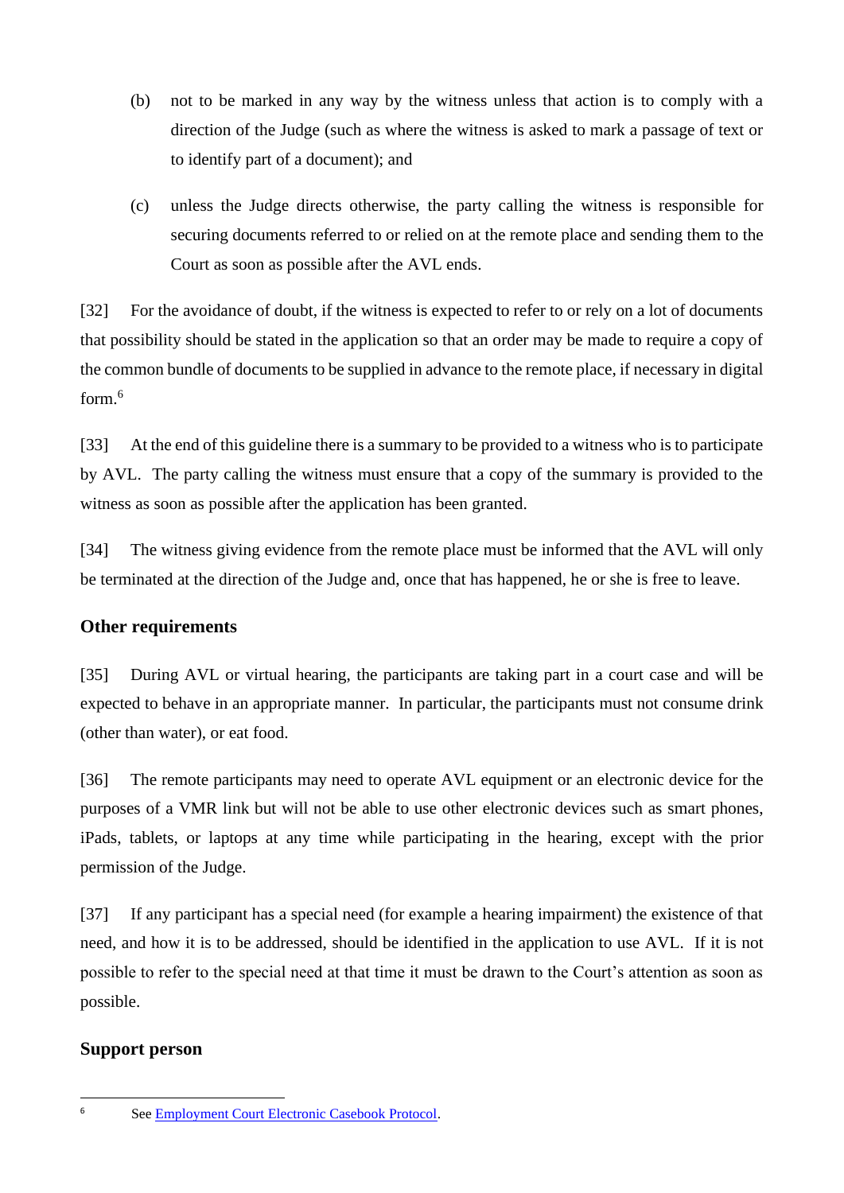(b) not to be marked in any way by the witness unless that action is to comply with a direction of the Judge (such as where the witness is asked to mark a passage of text or to identify part of a document); and

(c) unless the Judge directs otherwise, the party calling the witness is responsible for securing documents referred to or relied on at the remote place and sending them to the Court as soon as possible after the AVL ends.

[32] For the avoidance of doubt, if the witness is expected to refer to or rely on a lot of documents that possibility should be stated in the application so that an order may be made to require a copy of the common bundle of documents to be supplied in advance to the remote place, if necessary in digital form.[6]

[33] At the end of this guideline there is a summary to be provided to a witness who is to participate by AVL. The party calling the witness must ensure that a copy of the summary is provided to the witness as soon as possible after the application has been granted.

[34] The witness giving evidence from the remote place must be informed that the AVL will only be terminated at the direction of the Judge and, once that has happened, he or she is free to leave.

## Other requirements

[35] During AVL or virtual hearing, the participants are taking part in a court case and will be expected to behave in an appropriate manner. In particular, the participants must not consume drink (other than water), or eat food.

[36] The remote participants may need to operate AVL equipment or an electronic device for the purposes of a VMR link but will not be able to use other electronic devices such as smart phones, iPads, tablets, or laptops at any time while participating in the hearing, except with the prior permission of the Judge.

[37] If any participant has a special need (for example a hearing impairment) the existence of that need, and how it is to be addressed, should be identified in the application to use AVL. If it is not possible to refer to the special need at that time it must be drawn to the Court's attention as soon as possible.

## Support person

---

[6] See Employment Court Electronic Casebook Protocol.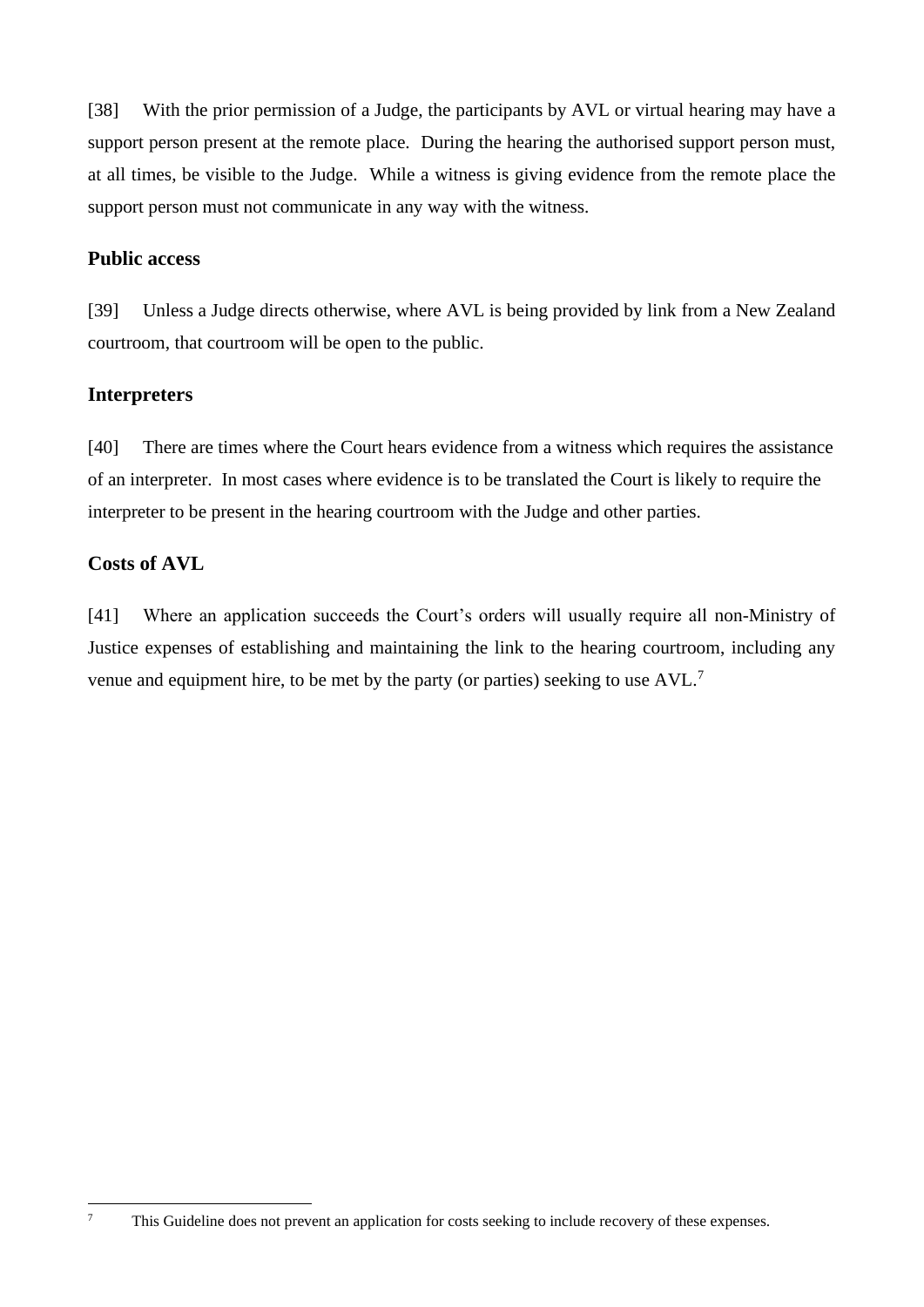[38] With the prior permission of a Judge, the participants by AVL or virtual hearing may have a support person present at the remote place. During the hearing the authorised support person must, at all times, be visible to the Judge. While a witness is giving evidence from the remote place the support person must not communicate in any way with the witness.

## Public access

[39] Unless a Judge directs otherwise, where AVL is being provided by link from a New Zealand courtroom, that courtroom will be open to the public.

## Interpreters

[40] There are times where the Court hears evidence from a witness which requires the assistance of an interpreter. In most cases where evidence is to be translated the Court is likely to require the interpreter to be present in the hearing courtroom with the Judge and other parties.

## Costs of AVL

[41] Where an application succeeds the Court's orders will usually require all non-Ministry of Justice expenses of establishing and maintaining the link to the hearing courtroom, including any venue and equipment hire, to be met by the party (or parties) seeking to use AVL.[7]

---

[7] This Guideline does not prevent an application for costs seeking to include recovery of these expenses.